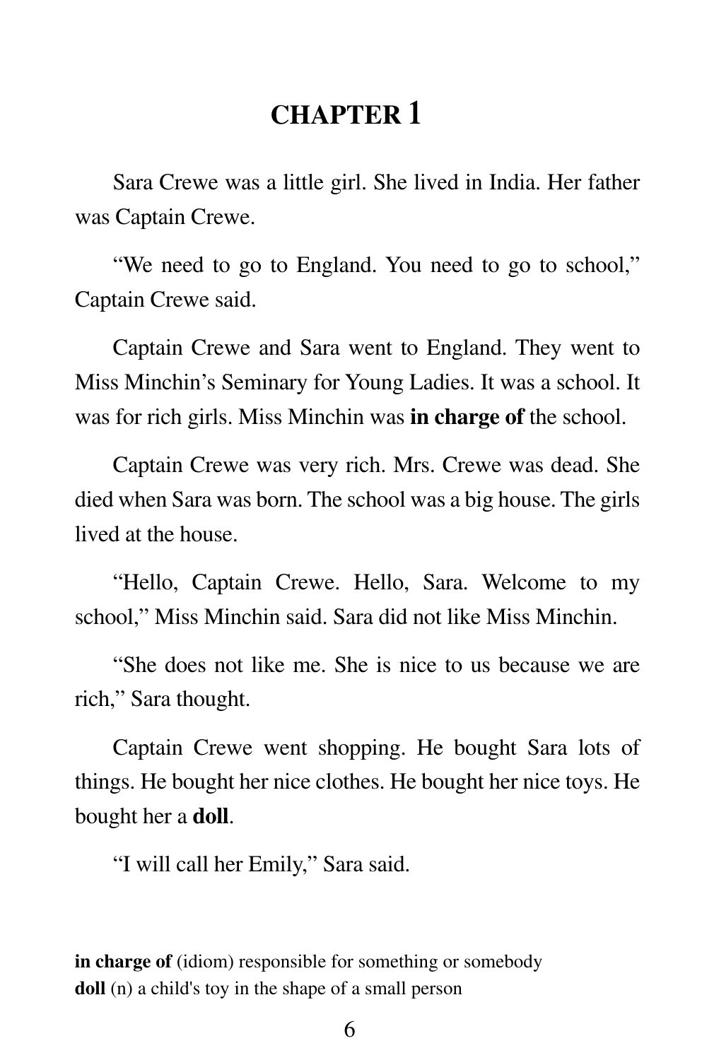# CHAPTER 1

Sara Crewe was a little girl. She lived in India. Her father was Captain Crewe.

"We need to go to England. You need to go to school," Captain Crewe said.

Captain Crewe and Sara went to England. They went to Miss Minchin's Seminary for Young Ladies. It was a school. It was for rich girls. Miss Minchin was **in charge of** the school.

Captain Crewe was very rich. Mrs. Crewe was dead. She died when Sara was born. The school was a big house. The girls lived at the house.

"Hello, Captain Crewe. Hello, Sara. Welcome to my school," Miss Minchin said. Sara did not like Miss Minchin.

"She does not like me. She is nice to us because we are rich," Sara thought.

Captain Crewe went shopping. He bought Sara lots of things. He bought her nice clothes. He bought her nice toys. He bought her a **doll**.

"I will call her Emily," Sara said.

**in charge of** (idiom) responsible for something or somebody
**doll** (n) a child's toy in the shape of a small person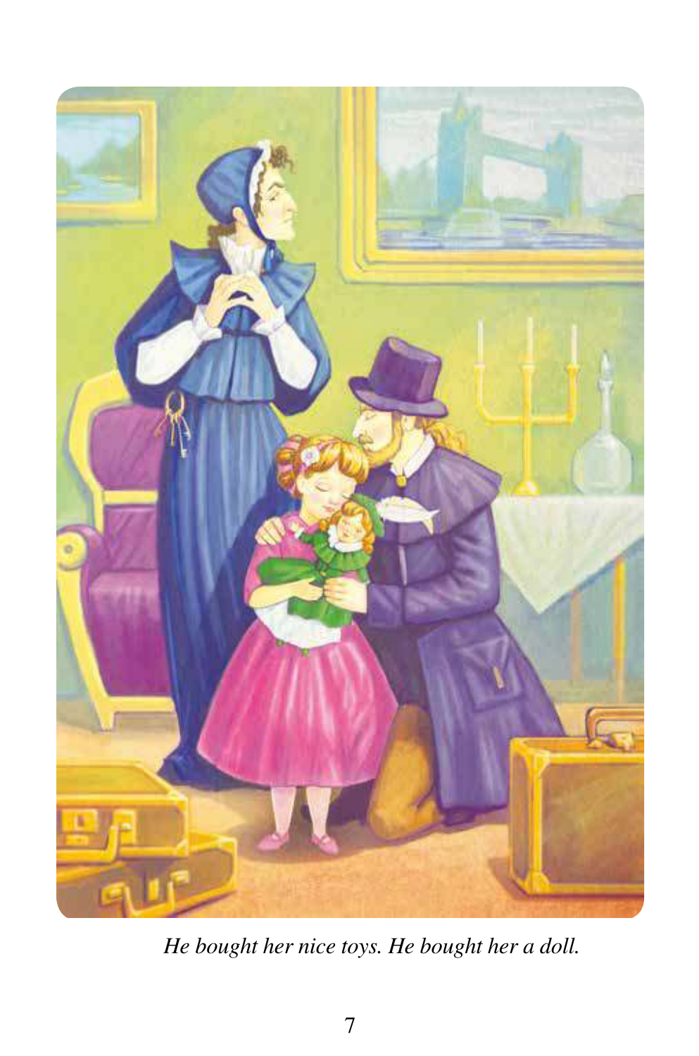*He bought her nice toys. He bought her a doll.*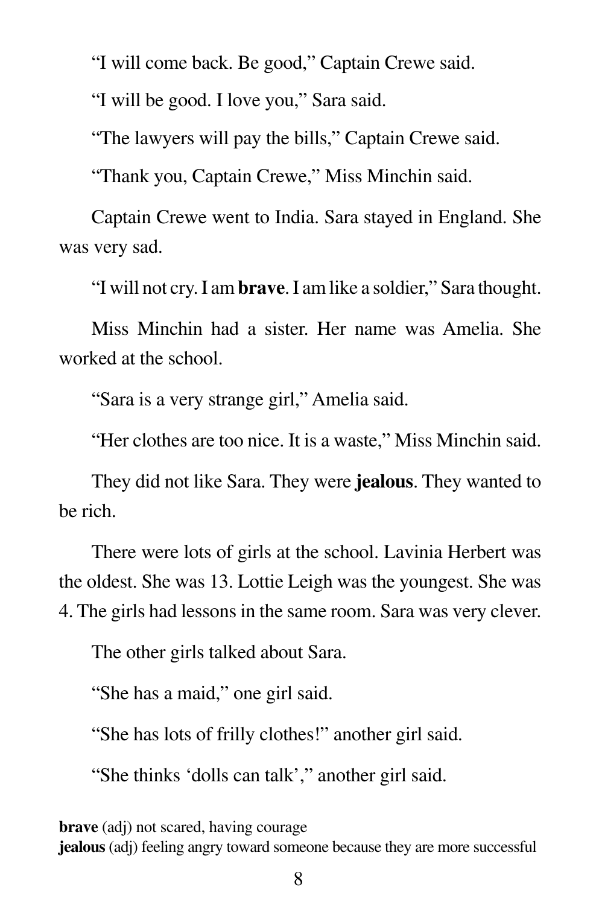"I will come back. Be good," Captain Crewe said.

"I will be good. I love you," Sara said.

"The lawyers will pay the bills," Captain Crewe said.

"Thank you, Captain Crewe," Miss Minchin said.

Captain Crewe went to India. Sara stayed in England. She was very sad.

"I will not cry. I am **brave**. I am like a soldier," Sara thought.

Miss Minchin had a sister. Her name was Amelia. She worked at the school.

"Sara is a very strange girl," Amelia said.

"Her clothes are too nice. It is a waste," Miss Minchin said.

They did not like Sara. They were **jealous**. They wanted to be rich.

There were lots of girls at the school. Lavinia Herbert was the oldest. She was 13. Lottie Leigh was the youngest. She was 4. The girls had lessons in the same room. Sara was very clever.

The other girls talked about Sara.

"She has a maid," one girl said.

"She has lots of frilly clothes!" another girl said.

"She thinks 'dolls can talk'," another girl said.

**brave** (adj) not scared, having courage
**jealous** (adj) feeling angry toward someone because they are more successful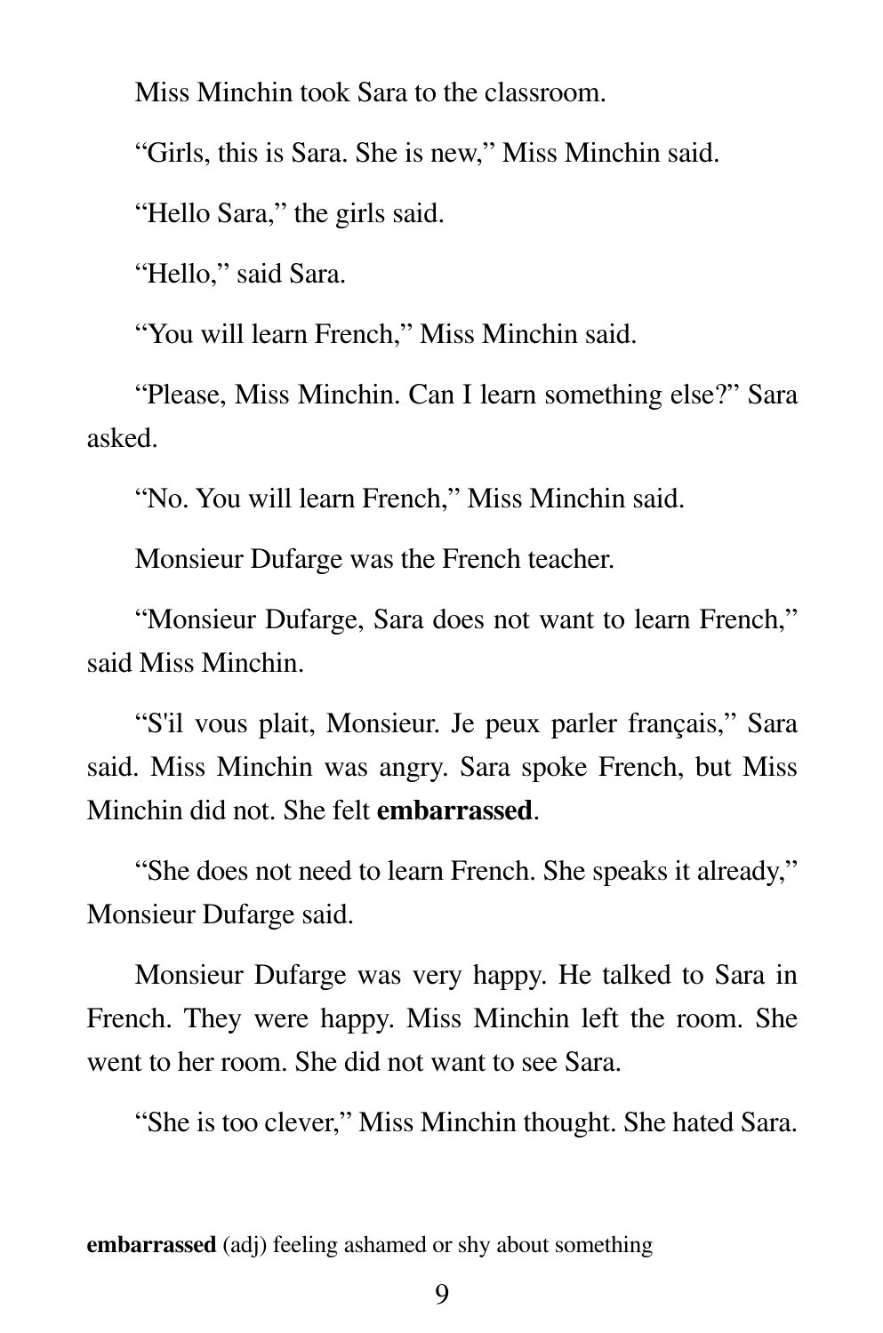Miss Minchin took Sara to the classroom.

“Girls, this is Sara. She is new,” Miss Minchin said.

“Hello Sara,” the girls said.

“Hello,” said Sara.

“You will learn French,” Miss Minchin said.

“Please, Miss Minchin. Can I learn something else?” Sara asked.

“No. You will learn French,” Miss Minchin said.

Monsieur Dufarge was the French teacher.

“Monsieur Dufarge, Sara does not want to learn French,” said Miss Minchin.

“S'il vous plait, Monsieur. Je peux parler français,” Sara said. Miss Minchin was angry. Sara spoke French, but Miss Minchin did not. She felt **embarrassed**.

“She does not need to learn French. She speaks it already,” Monsieur Dufarge said.

Monsieur Dufarge was very happy. He talked to Sara in French. They were happy. Miss Minchin left the room. She went to her room. She did not want to see Sara.

“She is too clever,” Miss Minchin thought. She hated Sara.

**embarrassed** (adj) feeling ashamed or shy about something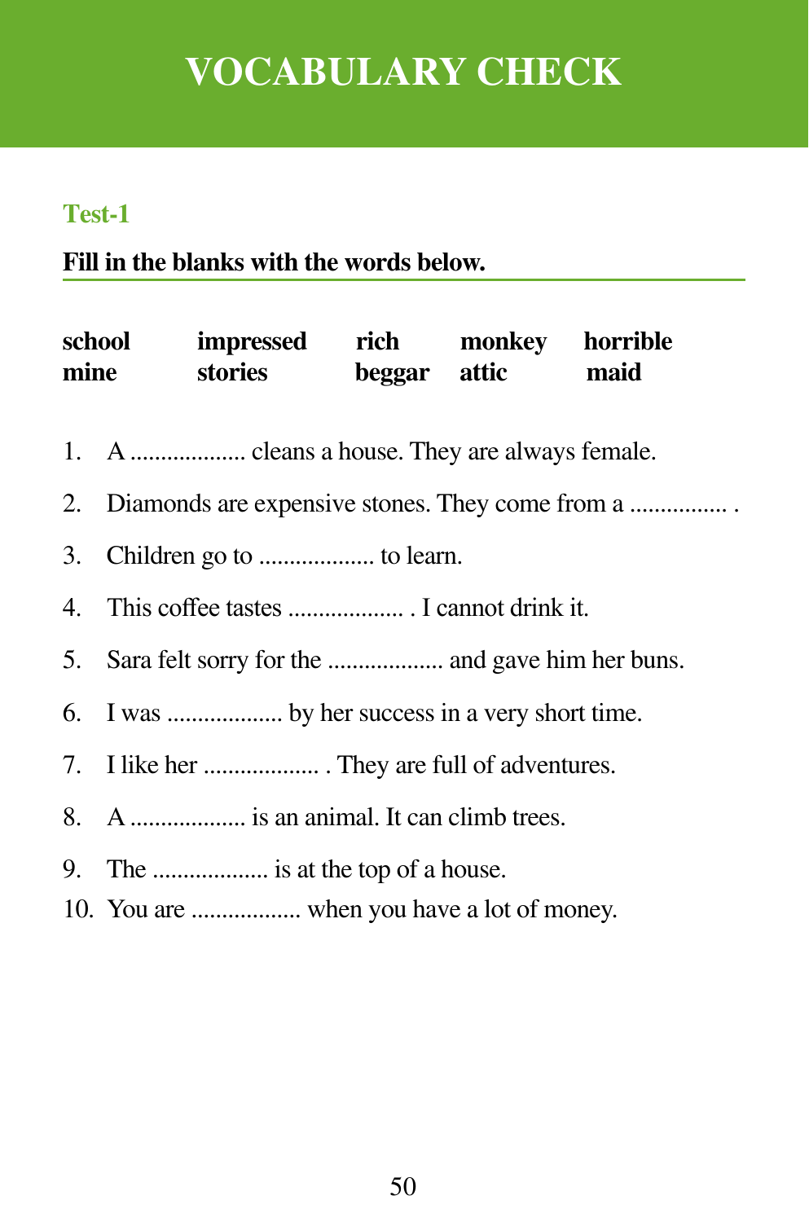# VOCABULARY CHECK

## Test-1

**Fill in the blanks with the words below.**

| | | | | |
|---|---|---|---|---|
| **school** | **impressed** | **rich** | **monkey** | **horrible** |
| **mine** | **stories** | **beggar** | **attic** | **maid** |

1. A ................... cleans a house. They are always female.
2. Diamonds are expensive stones. They come from a ................ .
3. Children go to ................... to learn.
4. This coffee tastes ................... . I cannot drink it.
5. Sara felt sorry for the ................... and gave him her buns.
6. I was ................... by her success in a very short time.
7. I like her ................... . They are full of adventures.
8. A ................... is an animal. It can climb trees.
9. The ................... is at the top of a house.
10. You are .................. when you have a lot of money.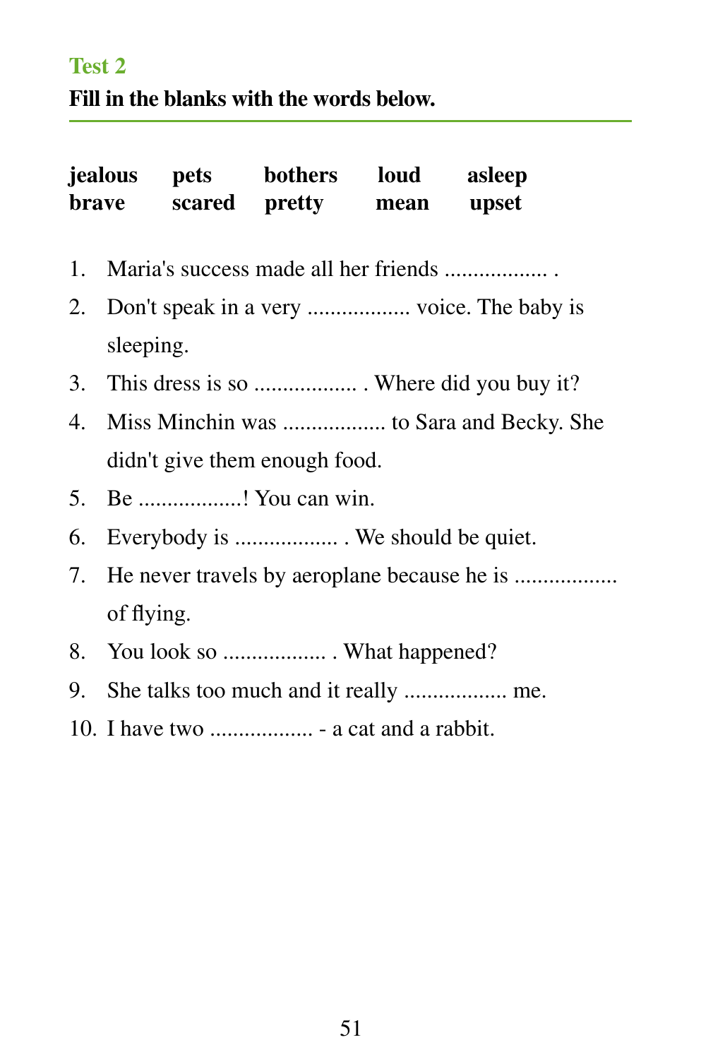## Test 2

**Fill in the blanks with the words below.**

| | | | | |
|---|---|---|---|---|
| **jealous** | **pets** | **bothers** | **loud** | **asleep** |
| **brave** | **scared** | **pretty** | **mean** | **upset** |

1. Maria's success made all her friends .................. .
2. Don't speak in a very .................. voice. The baby is sleeping.
3. This dress is so .................. . Where did you buy it?
4. Miss Minchin was .................. to Sara and Becky. She didn't give them enough food.
5. Be ..................! You can win.
6. Everybody is .................. . We should be quiet.
7. He never travels by aeroplane because he is .................. of flying.
8. You look so .................. . What happened?
9. She talks too much and it really .................. me.
10. I have two .................. - a cat and a rabbit.